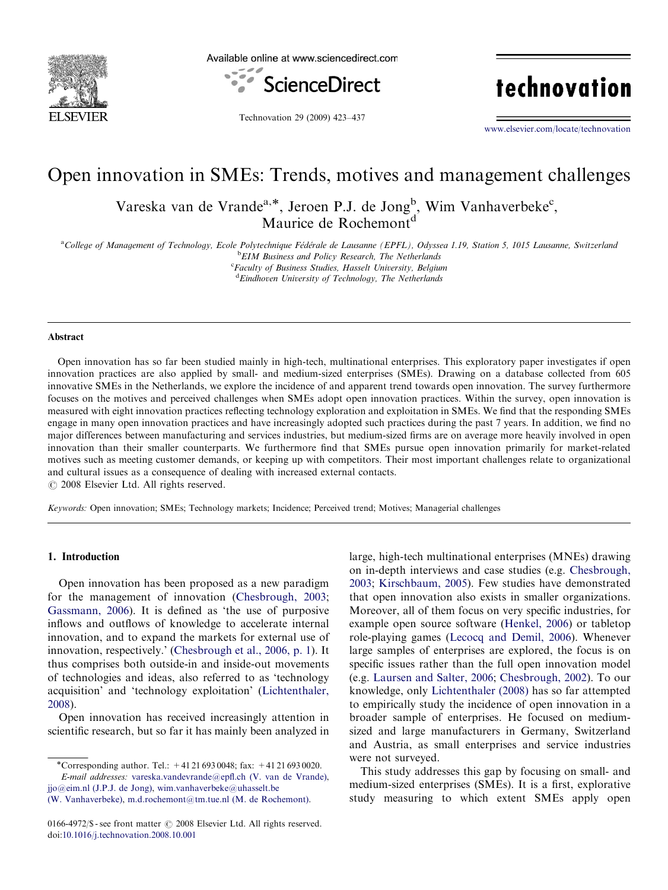# Open innovation in SMEs: Trends, motives and management challenges

Vareska van de Vrande[a,*], Jeroen P.J. de Jong[b], Wim Vanhaverbeke[c], Maurice de Rochemont[d]

[a] College of Management of Technology, Ecole Polytechnique Fédérale de Lausanne (EPFL), Odyssea 1.19, Station 5, 1015 Lausanne, Switzerland
[b] EIM Business and Policy Research, The Netherlands
[c] Faculty of Business Studies, Hasselt University, Belgium
[d] Eindhoven University of Technology, The Netherlands

## Abstract

Open innovation has so far been studied mainly in high-tech, multinational enterprises. This exploratory paper investigates if open innovation practices are also applied by small- and medium-sized enterprises (SMEs). Drawing on a database collected from 605 innovative SMEs in the Netherlands, we explore the incidence of and apparent trend towards open innovation. The survey furthermore focuses on the motives and perceived challenges when SMEs adopt open innovation practices. Within the survey, open innovation is measured with eight innovation practices reflecting technology exploration and exploitation in SMEs. We find that the responding SMEs engage in many open innovation practices and have increasingly adopted such practices during the past 7 years. In addition, we find no major differences between manufacturing and services industries, but medium-sized firms are on average more heavily involved in open innovation than their smaller counterparts. We furthermore find that SMEs pursue open innovation primarily for market-related motives such as meeting customer demands, or keeping up with competitors. Their most important challenges relate to organizational and cultural issues as a consequence of dealing with increased external contacts.

© 2008 Elsevier Ltd. All rights reserved.

*Keywords:* Open innovation; SMEs; Technology markets; Incidence; Perceived trend; Motives; Managerial challenges

## 1. Introduction

Open innovation has been proposed as a new paradigm for the management of innovation (Chesbrough, 2003; Gassmann, 2006). It is defined as 'the use of purposive inflows and outflows of knowledge to accelerate internal innovation, and to expand the markets for external use of innovation, respectively.' (Chesbrough et al., 2006, p. 1). It thus comprises both outside-in and inside-out movements of technologies and ideas, also referred to as 'technology acquisition' and 'technology exploitation' (Lichtenthaler, 2008).

Open innovation has received increasingly attention in scientific research, but so far it has mainly been analyzed in large, high-tech multinational enterprises (MNEs) drawing on in-depth interviews and case studies (e.g. Chesbrough, 2003; Kirschbaum, 2005). Few studies have demonstrated that open innovation also exists in smaller organizations. Moreover, all of them focus on very specific industries, for example open source software (Henkel, 2006) or tabletop role-playing games (Lecocq and Demil, 2006). Whenever large samples of enterprises are explored, the focus is on specific issues rather than the full open innovation model (e.g. Laursen and Salter, 2006; Chesbrough, 2002). To our knowledge, only Lichtenthaler (2008) has so far attempted to empirically study the incidence of open innovation in a broader sample of enterprises. He focused on medium-sized and large manufacturers in Germany, Switzerland and Austria, as small enterprises and service industries were not surveyed.

This study addresses this gap by focusing on small- and medium-sized enterprises (SMEs). It is a first, explorative study measuring to which extent SMEs apply open

*Corresponding author. Tel.: +41 21 693 0048; fax: +41 21 693 0020.
*E-mail addresses:* vareska.vandevrande@epfl.ch (V. van de Vrande), jjo@eim.nl (J.P.J. de Jong), wim.vanhaverbeke@uhasselt.be (W. Vanhaverbeke), m.d.rochemont@tm.tue.nl (M. de Rochemont).

0166-4972/$ - see front matter © 2008 Elsevier Ltd. All rights reserved.
doi:10.1016/j.technovation.2008.10.001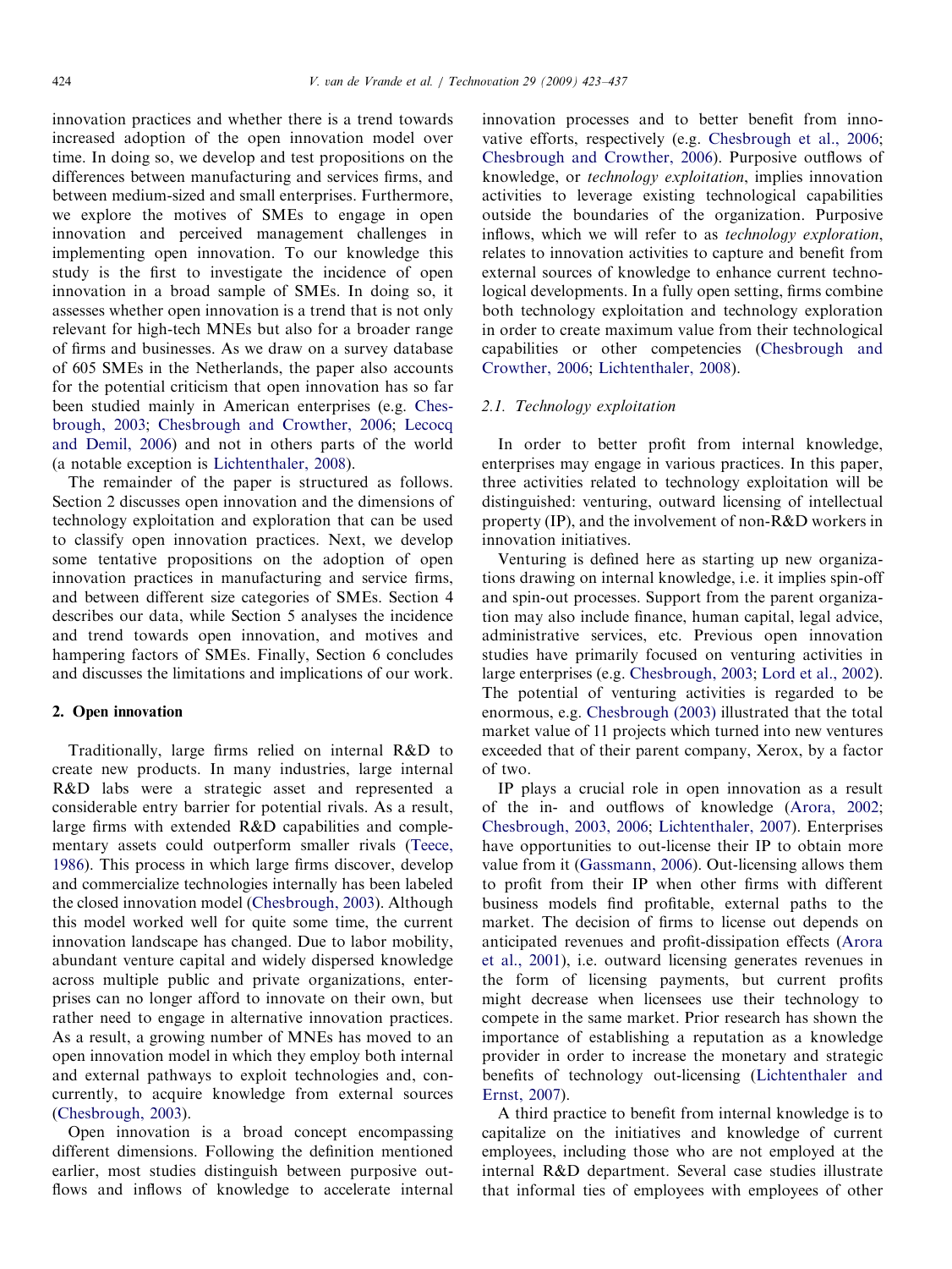innovation practices and whether there is a trend towards increased adoption of the open innovation model over time. In doing so, we develop and test propositions on the differences between manufacturing and services firms, and between medium-sized and small enterprises. Furthermore, we explore the motives of SMEs to engage in open innovation and perceived management challenges in implementing open innovation. To our knowledge this study is the first to investigate the incidence of open innovation in a broad sample of SMEs. In doing so, it assesses whether open innovation is a trend that is not only relevant for high-tech MNEs but also for a broader range of firms and businesses. As we draw on a survey database of 605 SMEs in the Netherlands, the paper also accounts for the potential criticism that open innovation has so far been studied mainly in American enterprises (e.g. Chesbrough, 2003; Chesbrough and Crowther, 2006; Lecocq and Demil, 2006) and not in others parts of the world (a notable exception is Lichtenthaler, 2008).

The remainder of the paper is structured as follows. Section 2 discusses open innovation and the dimensions of technology exploitation and exploration that can be used to classify open innovation practices. Next, we develop some tentative propositions on the adoption of open innovation practices in manufacturing and service firms, and between different size categories of SMEs. Section 4 describes our data, while Section 5 analyses the incidence and trend towards open innovation, and motives and hampering factors of SMEs. Finally, Section 6 concludes and discusses the limitations and implications of our work.

## 2. Open innovation

Traditionally, large firms relied on internal R&D to create new products. In many industries, large internal R&D labs were a strategic asset and represented a considerable entry barrier for potential rivals. As a result, large firms with extended R&D capabilities and complementary assets could outperform smaller rivals (Teece, 1986). This process in which large firms discover, develop and commercialize technologies internally has been labeled the closed innovation model (Chesbrough, 2003). Although this model worked well for quite some time, the current innovation landscape has changed. Due to labor mobility, abundant venture capital and widely dispersed knowledge across multiple public and private organizations, enterprises can no longer afford to innovate on their own, but rather need to engage in alternative innovation practices. As a result, a growing number of MNEs has moved to an open innovation model in which they employ both internal and external pathways to exploit technologies and, concurrently, to acquire knowledge from external sources (Chesbrough, 2003).

Open innovation is a broad concept encompassing different dimensions. Following the definition mentioned earlier, most studies distinguish between purposive outflows and inflows of knowledge to accelerate internal innovation processes and to better benefit from innovative efforts, respectively (e.g. Chesbrough et al., 2006; Chesbrough and Crowther, 2006). Purposive outflows of knowledge, or *technology exploitation*, implies innovation activities to leverage existing technological capabilities outside the boundaries of the organization. Purposive inflows, which we will refer to as *technology exploration*, relates to innovation activities to capture and benefit from external sources of knowledge to enhance current technological developments. In a fully open setting, firms combine both technology exploitation and technology exploration in order to create maximum value from their technological capabilities or other competencies (Chesbrough and Crowther, 2006; Lichtenthaler, 2008).

### 2.1. Technology exploitation

In order to better profit from internal knowledge, enterprises may engage in various practices. In this paper, three activities related to technology exploitation will be distinguished: venturing, outward licensing of intellectual property (IP), and the involvement of non-R&D workers in innovation initiatives.

Venturing is defined here as starting up new organizations drawing on internal knowledge, i.e. it implies spin-off and spin-out processes. Support from the parent organization may also include finance, human capital, legal advice, administrative services, etc. Previous open innovation studies have primarily focused on venturing activities in large enterprises (e.g. Chesbrough, 2003; Lord et al., 2002). The potential of venturing activities is regarded to be enormous, e.g. Chesbrough (2003) illustrated that the total market value of 11 projects which turned into new ventures exceeded that of their parent company, Xerox, by a factor of two.

IP plays a crucial role in open innovation as a result of the in- and outflows of knowledge (Arora, 2002; Chesbrough, 2003, 2006; Lichtenthaler, 2007). Enterprises have opportunities to out-license their IP to obtain more value from it (Gassmann, 2006). Out-licensing allows them to profit from their IP when other firms with different business models find profitable, external paths to the market. The decision of firms to license out depends on anticipated revenues and profit-dissipation effects (Arora et al., 2001), i.e. outward licensing generates revenues in the form of licensing payments, but current profits might decrease when licensees use their technology to compete in the same market. Prior research has shown the importance of establishing a reputation as a knowledge provider in order to increase the monetary and strategic benefits of technology out-licensing (Lichtenthaler and Ernst, 2007).

A third practice to benefit from internal knowledge is to capitalize on the initiatives and knowledge of current employees, including those who are not employed at the internal R&D department. Several case studies illustrate that informal ties of employees with employees of other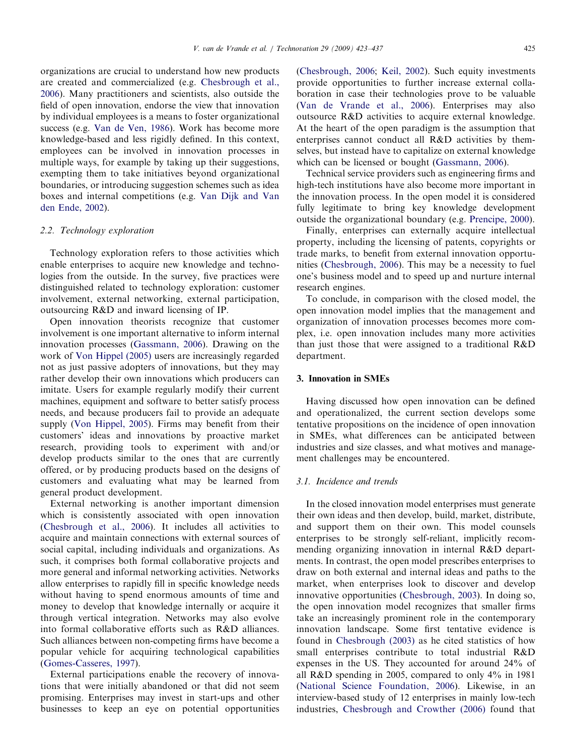organizations are crucial to understand how new products are created and commercialized (e.g. Chesbrough et al., 2006). Many practitioners and scientists, also outside the field of open innovation, endorse the view that innovation by individual employees is a means to foster organizational success (e.g. Van de Ven, 1986). Work has become more knowledge-based and less rigidly defined. In this context, employees can be involved in innovation processes in multiple ways, for example by taking up their suggestions, exempting them to take initiatives beyond organizational boundaries, or introducing suggestion schemes such as idea boxes and internal competitions (e.g. Van Dijk and Van den Ende, 2002).

### 2.2. Technology exploration

Technology exploration refers to those activities which enable enterprises to acquire new knowledge and technologies from the outside. In the survey, five practices were distinguished related to technology exploration: customer involvement, external networking, external participation, outsourcing R&D and inward licensing of IP.

Open innovation theorists recognize that customer involvement is one important alternative to inform internal innovation processes (Gassmann, 2006). Drawing on the work of Von Hippel (2005) users are increasingly regarded not as just passive adopters of innovations, but they may rather develop their own innovations which producers can imitate. Users for example regularly modify their current machines, equipment and software to better satisfy process needs, and because producers fail to provide an adequate supply (Von Hippel, 2005). Firms may benefit from their customers' ideas and innovations by proactive market research, providing tools to experiment with and/or develop products similar to the ones that are currently offered, or by producing products based on the designs of customers and evaluating what may be learned from general product development.

External networking is another important dimension which is consistently associated with open innovation (Chesbrough et al., 2006). It includes all activities to acquire and maintain connections with external sources of social capital, including individuals and organizations. As such, it comprises both formal collaborative projects and more general and informal networking activities. Networks allow enterprises to rapidly fill in specific knowledge needs without having to spend enormous amounts of time and money to develop that knowledge internally or acquire it through vertical integration. Networks may also evolve into formal collaborative efforts such as R&D alliances. Such alliances between non-competing firms have become a popular vehicle for acquiring technological capabilities (Gomes-Casseres, 1997).

External participations enable the recovery of innovations that were initially abandoned or that did not seem promising. Enterprises may invest in start-ups and other businesses to keep an eye on potential opportunities (Chesbrough, 2006; Keil, 2002). Such equity investments provide opportunities to further increase external collaboration in case their technologies prove to be valuable (Van de Vrande et al., 2006). Enterprises may also outsource R&D activities to acquire external knowledge. At the heart of the open paradigm is the assumption that enterprises cannot conduct all R&D activities by themselves, but instead have to capitalize on external knowledge which can be licensed or bought (Gassmann, 2006).

Technical service providers such as engineering firms and high-tech institutions have also become more important in the innovation process. In the open model it is considered fully legitimate to bring key knowledge development outside the organizational boundary (e.g. Prencipe, 2000).

Finally, enterprises can externally acquire intellectual property, including the licensing of patents, copyrights or trade marks, to benefit from external innovation opportunities (Chesbrough, 2006). This may be a necessity to fuel one's business model and to speed up and nurture internal research engines.

To conclude, in comparison with the closed model, the open innovation model implies that the management and organization of innovation processes becomes more complex, i.e. open innovation includes many more activities than just those that were assigned to a traditional R&D department.

## 3. Innovation in SMEs

Having discussed how open innovation can be defined and operationalized, the current section develops some tentative propositions on the incidence of open innovation in SMEs, what differences can be anticipated between industries and size classes, and what motives and management challenges may be encountered.

### 3.1. Incidence and trends

In the closed innovation model enterprises must generate their own ideas and then develop, build, market, distribute, and support them on their own. This model counsels enterprises to be strongly self-reliant, implicitly recommending organizing innovation in internal R&D departments. In contrast, the open model prescribes enterprises to draw on both external and internal ideas and paths to the market, when enterprises look to discover and develop innovative opportunities (Chesbrough, 2003). In doing so, the open innovation model recognizes that smaller firms take an increasingly prominent role in the contemporary innovation landscape. Some first tentative evidence is found in Chesbrough (2003) as he cited statistics of how small enterprises contribute to total industrial R&D expenses in the US. They accounted for around 24% of all R&D spending in 2005, compared to only 4% in 1981 (National Science Foundation, 2006). Likewise, in an interview-based study of 12 enterprises in mainly low-tech industries, Chesbrough and Crowther (2006) found that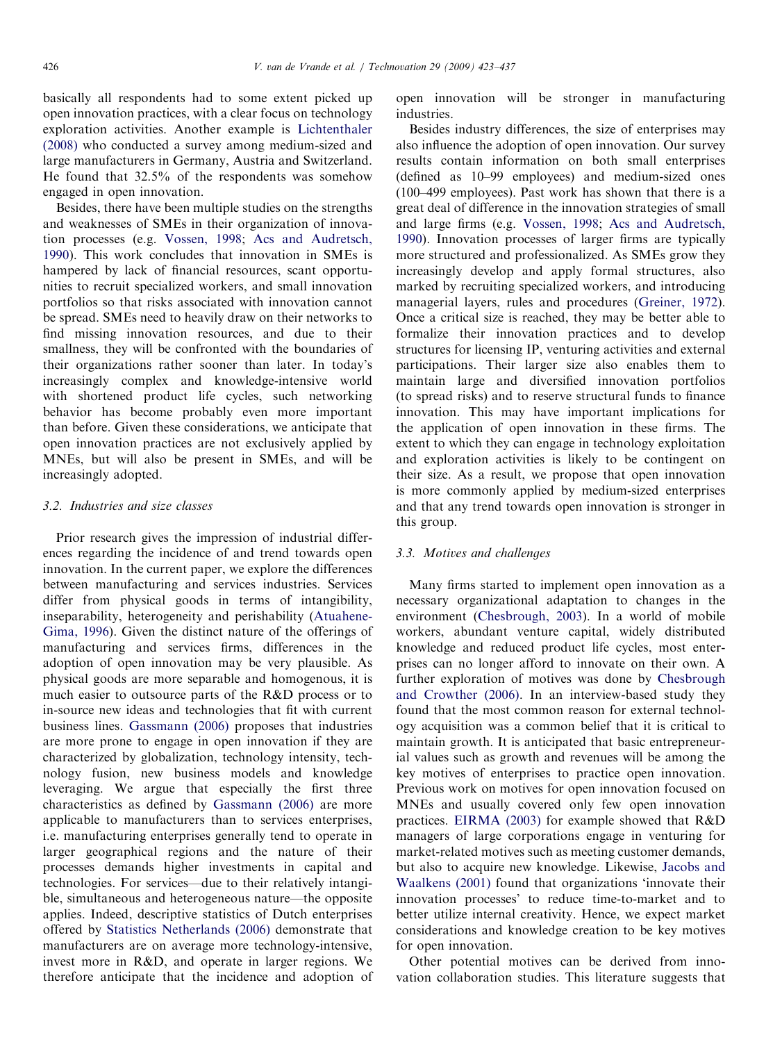basically all respondents had to some extent picked up open innovation practices, with a clear focus on technology exploration activities. Another example is Lichtenthaler (2008) who conducted a survey among medium-sized and large manufacturers in Germany, Austria and Switzerland. He found that 32.5% of the respondents was somehow engaged in open innovation.

Besides, there have been multiple studies on the strengths and weaknesses of SMEs in their organization of innovation processes (e.g. Vossen, 1998; Acs and Audretsch, 1990). This work concludes that innovation in SMEs is hampered by lack of financial resources, scant opportunities to recruit specialized workers, and small innovation portfolios so that risks associated with innovation cannot be spread. SMEs need to heavily draw on their networks to find missing innovation resources, and due to their smallness, they will be confronted with the boundaries of their organizations rather sooner than later. In today's increasingly complex and knowledge-intensive world with shortened product life cycles, such networking behavior has become probably even more important than before. Given these considerations, we anticipate that open innovation practices are not exclusively applied by MNEs, but will also be present in SMEs, and will be increasingly adopted.

### 3.2. Industries and size classes

Prior research gives the impression of industrial differences regarding the incidence of and trend towards open innovation. In the current paper, we explore the differences between manufacturing and services industries. Services differ from physical goods in terms of intangibility, inseparability, heterogeneity and perishability (Atuahene-Gima, 1996). Given the distinct nature of the offerings of manufacturing and services firms, differences in the adoption of open innovation may be very plausible. As physical goods are more separable and homogenous, it is much easier to outsource parts of the R&D process or to in-source new ideas and technologies that fit with current business lines. Gassmann (2006) proposes that industries are more prone to engage in open innovation if they are characterized by globalization, technology intensity, technology fusion, new business models and knowledge leveraging. We argue that especially the first three characteristics as defined by Gassmann (2006) are more applicable to manufacturers than to services enterprises, i.e. manufacturing enterprises generally tend to operate in larger geographical regions and the nature of their processes demands higher investments in capital and technologies. For services—due to their relatively intangible, simultaneous and heterogeneous nature—the opposite applies. Indeed, descriptive statistics of Dutch enterprises offered by Statistics Netherlands (2006) demonstrate that manufacturers are on average more technology-intensive, invest more in R&D, and operate in larger regions. We therefore anticipate that the incidence and adoption of open innovation will be stronger in manufacturing industries.

Besides industry differences, the size of enterprises may also influence the adoption of open innovation. Our survey results contain information on both small enterprises (defined as 10–99 employees) and medium-sized ones (100–499 employees). Past work has shown that there is a great deal of difference in the innovation strategies of small and large firms (e.g. Vossen, 1998; Acs and Audretsch, 1990). Innovation processes of larger firms are typically more structured and professionalized. As SMEs grow they increasingly develop and apply formal structures, also marked by recruiting specialized workers, and introducing managerial layers, rules and procedures (Greiner, 1972). Once a critical size is reached, they may be better able to formalize their innovation practices and to develop structures for licensing IP, venturing activities and external participations. Their larger size also enables them to maintain large and diversified innovation portfolios (to spread risks) and to reserve structural funds to finance innovation. This may have important implications for the application of open innovation in these firms. The extent to which they can engage in technology exploitation and exploration activities is likely to be contingent on their size. As a result, we propose that open innovation is more commonly applied by medium-sized enterprises and that any trend towards open innovation is stronger in this group.

### 3.3. Motives and challenges

Many firms started to implement open innovation as a necessary organizational adaptation to changes in the environment (Chesbrough, 2003). In a world of mobile workers, abundant venture capital, widely distributed knowledge and reduced product life cycles, most enterprises can no longer afford to innovate on their own. A further exploration of motives was done by Chesbrough and Crowther (2006). In an interview-based study they found that the most common reason for external technology acquisition was a common belief that it is critical to maintain growth. It is anticipated that basic entrepreneurial values such as growth and revenues will be among the key motives of enterprises to practice open innovation. Previous work on motives for open innovation focused on MNEs and usually covered only few open innovation practices. EIRMA (2003) for example showed that R&D managers of large corporations engage in venturing for market-related motives such as meeting customer demands, but also to acquire new knowledge. Likewise, Jacobs and Waalkens (2001) found that organizations 'innovate their innovation processes' to reduce time-to-market and to better utilize internal creativity. Hence, we expect market considerations and knowledge creation to be key motives for open innovation.

Other potential motives can be derived from innovation collaboration studies. This literature suggests that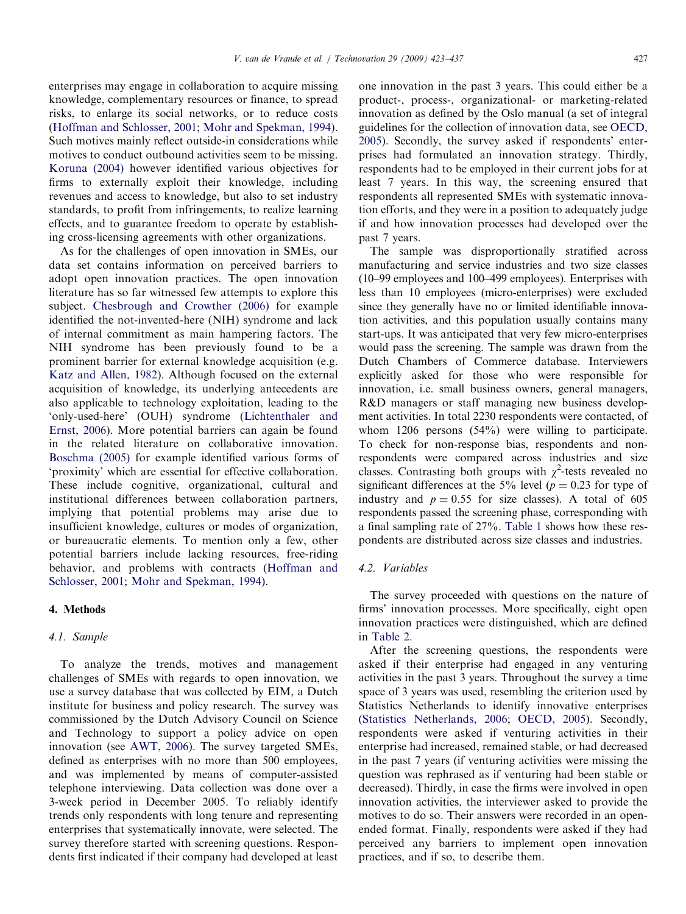enterprises may engage in collaboration to acquire missing knowledge, complementary resources or finance, to spread risks, to enlarge its social networks, or to reduce costs (Hoffman and Schlosser, 2001; Mohr and Spekman, 1994). Such motives mainly reflect outside-in considerations while motives to conduct outbound activities seem to be missing. Koruna (2004) however identified various objectives for firms to externally exploit their knowledge, including revenues and access to knowledge, but also to set industry standards, to profit from infringements, to realize learning effects, and to guarantee freedom to operate by establishing cross-licensing agreements with other organizations.

As for the challenges of open innovation in SMEs, our data set contains information on perceived barriers to adopt open innovation practices. The open innovation literature has so far witnessed few attempts to explore this subject. Chesbrough and Crowther (2006) for example identified the not-invented-here (NIH) syndrome and lack of internal commitment as main hampering factors. The NIH syndrome has been previously found to be a prominent barrier for external knowledge acquisition (e.g. Katz and Allen, 1982). Although focused on the external acquisition of knowledge, its underlying antecedents are also applicable to technology exploitation, leading to the 'only-used-here' (OUH) syndrome (Lichtenthaler and Ernst, 2006). More potential barriers can again be found in the related literature on collaborative innovation. Boschma (2005) for example identified various forms of 'proximity' which are essential for effective collaboration. These include cognitive, organizational, cultural and institutional differences between collaboration partners, implying that potential problems may arise due to insufficient knowledge, cultures or modes of organization, or bureaucratic elements. To mention only a few, other potential barriers include lacking resources, free-riding behavior, and problems with contracts (Hoffman and Schlosser, 2001; Mohr and Spekman, 1994).

## 4. Methods

### 4.1. Sample

To analyze the trends, motives and management challenges of SMEs with regards to open innovation, we use a survey database that was collected by EIM, a Dutch institute for business and policy research. The survey was commissioned by the Dutch Advisory Council on Science and Technology to support a policy advice on open innovation (see AWT, 2006). The survey targeted SMEs, defined as enterprises with no more than 500 employees, and was implemented by means of computer-assisted telephone interviewing. Data collection was done over a 3-week period in December 2005. To reliably identify trends only respondents with long tenure and representing enterprises that systematically innovate, were selected. The survey therefore started with screening questions. Respondents first indicated if their company had developed at least one innovation in the past 3 years. This could either be a product-, process-, organizational- or marketing-related innovation as defined by the Oslo manual (a set of integral guidelines for the collection of innovation data, see OECD, 2005). Secondly, the survey asked if respondents' enterprises had formulated an innovation strategy. Thirdly, respondents had to be employed in their current jobs for at least 7 years. In this way, the screening ensured that respondents all represented SMEs with systematic innovation efforts, and they were in a position to adequately judge if and how innovation processes had developed over the past 7 years.

The sample was disproportionally stratified across manufacturing and service industries and two size classes (10–99 employees and 100–499 employees). Enterprises with less than 10 employees (micro-enterprises) were excluded since they generally have no or limited identifiable innovation activities, and this population usually contains many start-ups. It was anticipated that very few micro-enterprises would pass the screening. The sample was drawn from the Dutch Chambers of Commerce database. Interviewers explicitly asked for those who were responsible for innovation, i.e. small business owners, general managers, R&D managers or staff managing new business development activities. In total 2230 respondents were contacted, of whom 1206 persons (54%) were willing to participate. To check for non-response bias, respondents and non-respondents were compared across industries and size classes. Contrasting both groups with $\chi^2$-tests revealed no significant differences at the 5% level ($p = 0.23$ for type of industry and $p = 0.55$ for size classes). A total of 605 respondents passed the screening phase, corresponding with a final sampling rate of 27%. Table 1 shows how these respondents are distributed across size classes and industries.

### 4.2. Variables

The survey proceeded with questions on the nature of firms' innovation processes. More specifically, eight open innovation practices were distinguished, which are defined in Table 2.

After the screening questions, the respondents were asked if their enterprise had engaged in any venturing activities in the past 3 years. Throughout the survey a time space of 3 years was used, resembling the criterion used by Statistics Netherlands to identify innovative enterprises (Statistics Netherlands, 2006; OECD, 2005). Secondly, respondents were asked if venturing activities in their enterprise had increased, remained stable, or had decreased in the past 7 years (if venturing activities were missing the question was rephrased as if venturing had been stable or decreased). Thirdly, in case the firms were involved in open innovation activities, the interviewer asked to provide the motives to do so. Their answers were recorded in an open-ended format. Finally, respondents were asked if they had perceived any barriers to implement open innovation practices, and if so, to describe them.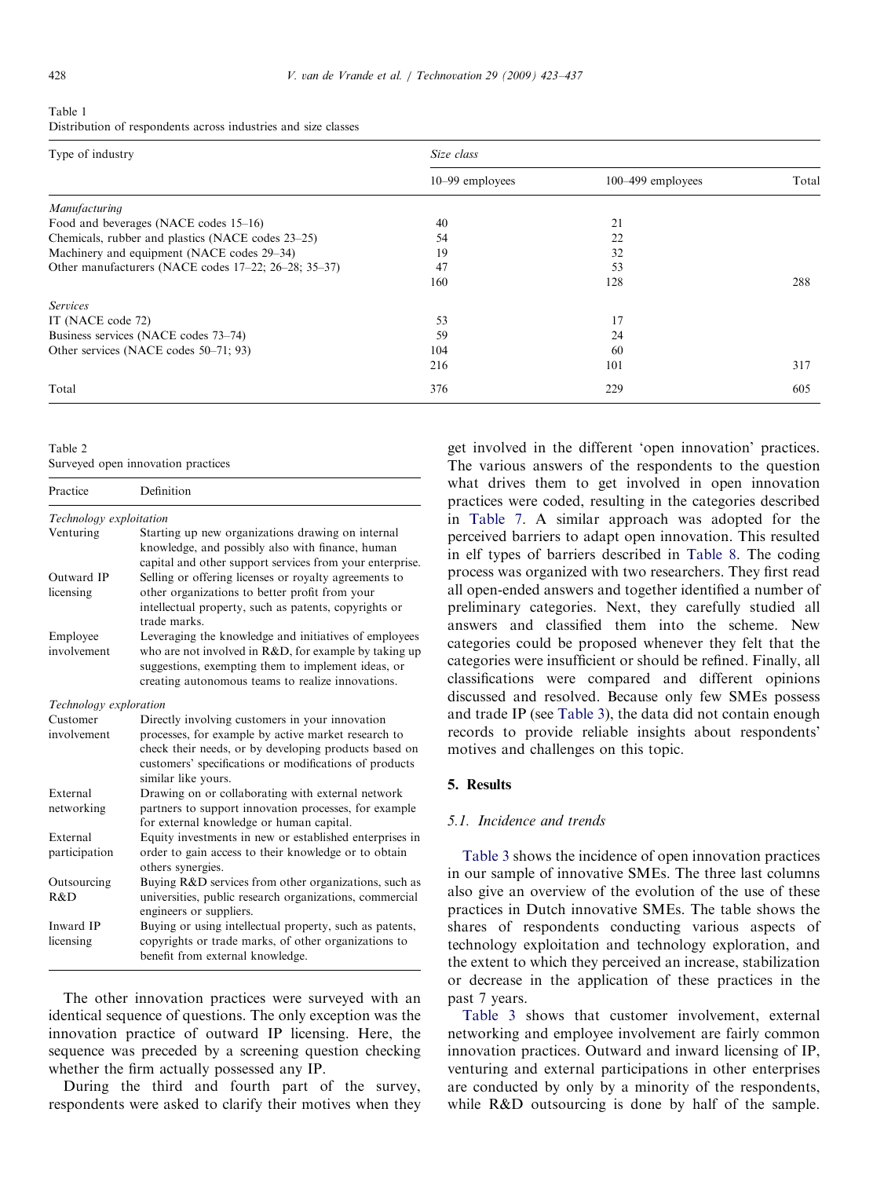Table 1
Distribution of respondents across industries and size classes

| Type of industry | Size class | | |
|---|---|---|---|
| | 10–99 employees | 100–499 employees | Total |
| *Manufacturing* | | | |
| Food and beverages (NACE codes 15–16) | 40 | 21 | |
| Chemicals, rubber and plastics (NACE codes 23–25) | 54 | 22 | |
| Machinery and equipment (NACE codes 29–34) | 19 | 32 | |
| Other manufacturers (NACE codes 17–22; 26–28; 35–37) | 47 | 53 | |
| | 160 | 128 | 288 |
| *Services* | | | |
| IT (NACE code 72) | 53 | 17 | |
| Business services (NACE codes 73–74) | 59 | 24 | |
| Other services (NACE codes 50–71; 93) | 104 | 60 | |
| | 216 | 101 | 317 |
| Total | 376 | 229 | 605 |

Table 2
Surveyed open innovation practices

| Practice | Definition |
|---|---|
| *Technology exploitation* | |
| Venturing | Starting up new organizations drawing on internal knowledge, and possibly also with finance, human capital and other support services from your enterprise. |
| Outward IP licensing | Selling or offering licenses or royalty agreements to other organizations to better profit from your intellectual property, such as patents, copyrights or trade marks. |
| Employee involvement | Leveraging the knowledge and initiatives of employees who are not involved in R&D, for example by taking up suggestions, exempting them to implement ideas, or creating autonomous teams to realize innovations. |
| *Technology exploration* | |
| Customer involvement | Directly involving customers in your innovation processes, for example by active market research to check their needs, or by developing products based on customers' specifications or modifications of products similar like yours. |
| External networking | Drawing on or collaborating with external network partners to support innovation processes, for example for external knowledge or human capital. |
| External participation | Equity investments in new or established enterprises in order to gain access to their knowledge or to obtain others synergies. |
| Outsourcing R&D | Buying R&D services from other organizations, such as universities, public research organizations, commercial engineers or suppliers. |
| Inward IP licensing | Buying or using intellectual property, such as patents, copyrights or trade marks, of other organizations to benefit from external knowledge. |

The other innovation practices were surveyed with an identical sequence of questions. The only exception was the innovation practice of outward IP licensing. Here, the sequence was preceded by a screening question checking whether the firm actually possessed any IP.

During the third and fourth part of the survey, respondents were asked to clarify their motives when they get involved in the different 'open innovation' practices. The various answers of the respondents to the question what drives them to get involved in open innovation practices were coded, resulting in the categories described in Table 7. A similar approach was adopted for the perceived barriers to adapt open innovation. This resulted in elf types of barriers described in Table 8. The coding process was organized with two researchers. They first read all open-ended answers and together identified a number of preliminary categories. Next, they carefully studied all answers and classified them into the scheme. New categories could be proposed whenever they felt that the categories were insufficient or should be refined. Finally, all classifications were compared and different opinions discussed and resolved. Because only few SMEs possess and trade IP (see Table 3), the data did not contain enough records to provide reliable insights about respondents' motives and challenges on this topic.

## 5. Results

### 5.1. Incidence and trends

Table 3 shows the incidence of open innovation practices in our sample of innovative SMEs. The three last columns also give an overview of the evolution of the use of these practices in Dutch innovative SMEs. The table shows the shares of respondents conducting various aspects of technology exploitation and technology exploration, and the extent to which they perceived an increase, stabilization or decrease in the application of these practices in the past 7 years.

Table 3 shows that customer involvement, external networking and employee involvement are fairly common innovation practices. Outward and inward licensing of IP, venturing and external participations in other enterprises are conducted by only by a minority of the respondents, while R&D outsourcing is done by half of the sample.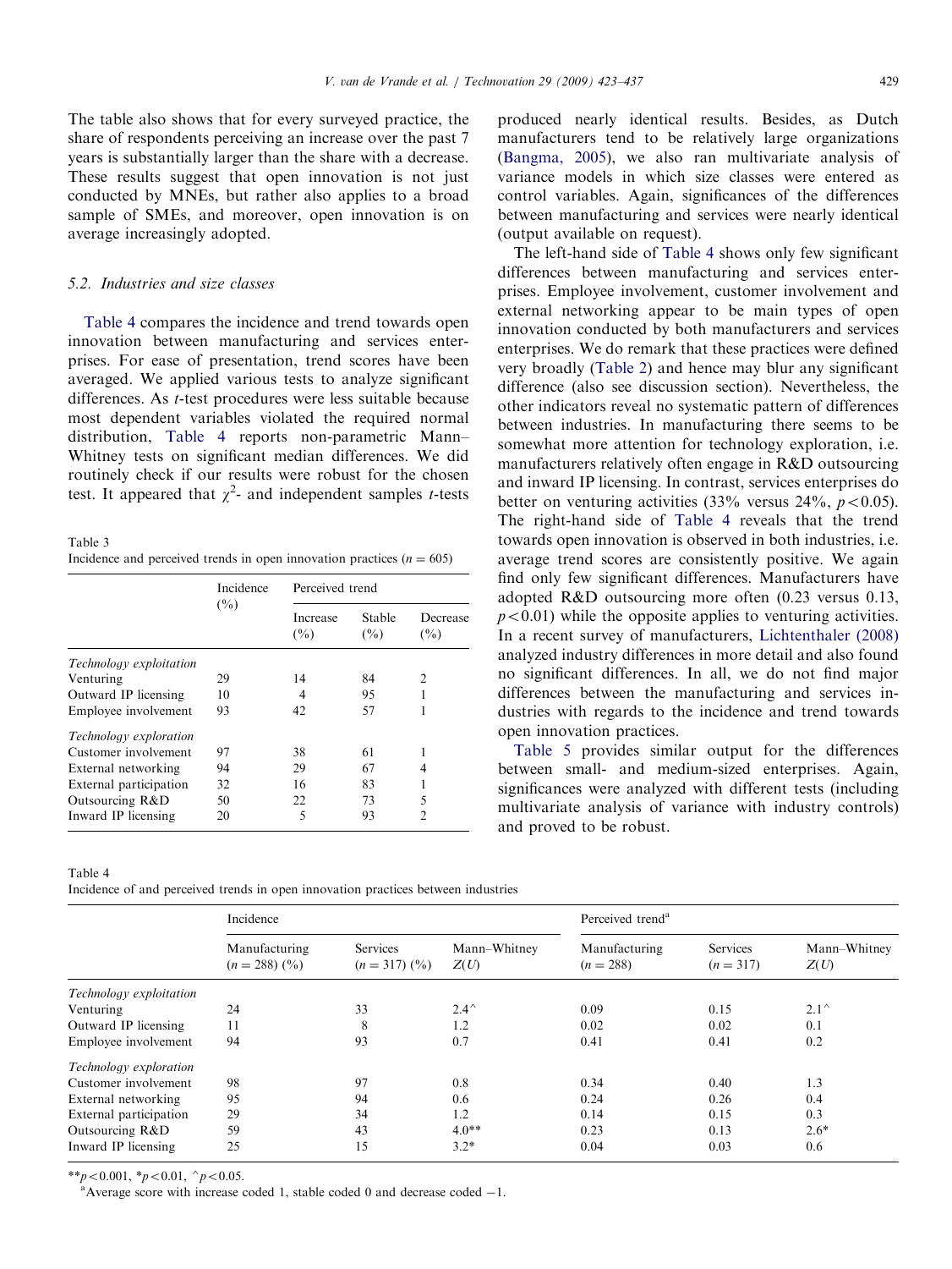The table also shows that for every surveyed practice, the share of respondents perceiving an increase over the past 7 years is substantially larger than the share with a decrease. These results suggest that open innovation is not just conducted by MNEs, but rather also applies to a broad sample of SMEs, and moreover, open innovation is on average increasingly adopted.

### 5.2. Industries and size classes

Table 4 compares the incidence and trend towards open innovation between manufacturing and services enterprises. For ease of presentation, trend scores have been averaged. We applied various tests to analyze significant differences. As $t$-test procedures were less suitable because most dependent variables violated the required normal distribution, Table 4 reports non-parametric Mann–Whitney tests on significant median differences. We did routinely check if our results were robust for the chosen test. It appeared that $\chi^2$- and independent samples $t$-tests produced nearly identical results. Besides, as Dutch manufacturers tend to be relatively large organizations (Bangma, 2005), we also ran multivariate analysis of variance models in which size classes were entered as control variables. Again, significances of the differences between manufacturing and services were nearly identical (output available on request).

Table 3
Incidence and perceived trends in open innovation practices ($n = 605$)

| | Incidence (%) | Perceived trend | | |
|---|---|---|---|---|
| | | Increase (%) | Stable (%) | Decrease (%) |
| *Technology exploitation* | | | | |
| Venturing | 29 | 14 | 84 | 2 |
| Outward IP licensing | 10 | 4 | 95 | 1 |
| Employee involvement | 93 | 42 | 57 | 1 |
| *Technology exploration* | | | | |
| Customer involvement | 97 | 38 | 61 | 1 |
| External networking | 94 | 29 | 67 | 4 |
| External participation | 32 | 16 | 83 | 1 |
| Outsourcing R&D | 50 | 22 | 73 | 5 |
| Inward IP licensing | 20 | 5 | 93 | 2 |

The left-hand side of Table 4 shows only few significant differences between manufacturing and services enterprises. Employee involvement, customer involvement and external networking appear to be main types of open innovation conducted by both manufacturers and services enterprises. We do remark that these practices were defined very broadly (Table 2) and hence may blur any significant difference (also see discussion section). Nevertheless, the other indicators reveal no systematic pattern of differences between industries. In manufacturing there seems to be somewhat more attention for technology exploration, i.e. manufacturers relatively often engage in R&D outsourcing and inward IP licensing. In contrast, services enterprises do better on venturing activities (33% versus 24%, $p<0.05$). The right-hand side of Table 4 reveals that the trend towards open innovation is observed in both industries, i.e. average trend scores are consistently positive. We again find only few significant differences. Manufacturers have adopted R&D outsourcing more often (0.23 versus 0.13, $p<0.01$) while the opposite applies to venturing activities. In a recent survey of manufacturers, Lichtenthaler (2008) analyzed industry differences in more detail and also found no significant differences. In all, we do not find major differences between the manufacturing and services industries with regards to the incidence and trend towards open innovation practices.

Table 5 provides similar output for the differences between small- and medium-sized enterprises. Again, significances were analyzed with different tests (including multivariate analysis of variance with industry controls) and proved to be robust.

Table 4
Incidence of and perceived trends in open innovation practices between industries

| | Incidence | | | Perceived trend[a] | | |
|---|---|---|---|---|---|---|
| | Manufacturing ($n = 288$) (%) | Services ($n = 317$) (%) | Mann–Whitney $Z(U)$ | Manufacturing ($n = 288$) | Services ($n = 317$) | Mann–Whitney $Z(U)$ |
| *Technology exploitation* | | | | | | |
| Venturing | 24 | 33 | 2.4^ | 0.09 | 0.15 | 2.1^ |
| Outward IP licensing | 11 | 8 | 1.2 | 0.02 | 0.02 | 0.1 |
| Employee involvement | 94 | 93 | 0.7 | 0.41 | 0.41 | 0.2 |
| *Technology exploration* | | | | | | |
| Customer involvement | 98 | 97 | 0.8 | 0.34 | 0.40 | 1.3 |
| External networking | 95 | 94 | 0.6 | 0.24 | 0.26 | 0.4 |
| External participation | 29 | 34 | 1.2 | 0.14 | 0.15 | 0.3 |
| Outsourcing R&D | 59 | 43 | 4.0** | 0.23 | 0.13 | 2.6* |
| Inward IP licensing | 25 | 15 | 3.2* | 0.04 | 0.03 | 0.6 |

**$p<0.001$, *$p<0.01$, ^$p<0.05$.

[a] Average score with increase coded 1, stable coded 0 and decrease coded −1.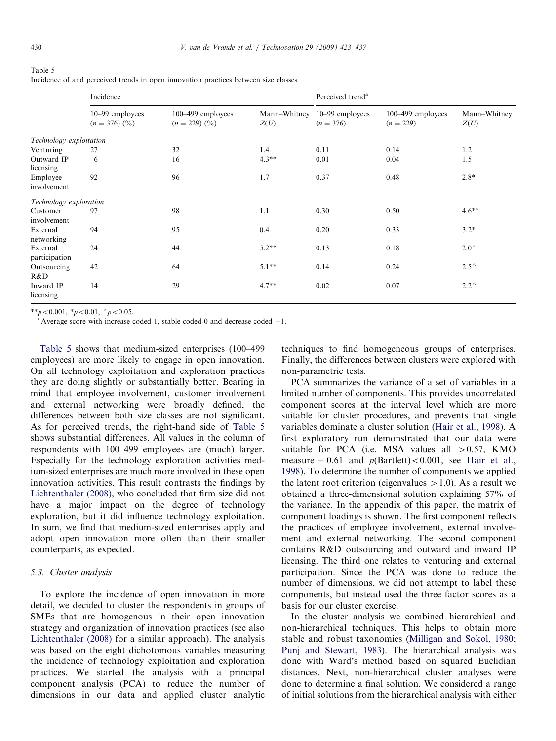Table 5
Incidence of and perceived trends in open innovation practices between size classes

| | Incidence | | | Perceived trend[a] | | |
|---|---|---|---|---|---|---|
| | 10–99 employees ($n = 376$) (%) | 100–499 employees ($n = 229$) (%) | Mann–Whitney $Z(U)$ | 10–99 employees ($n = 376$) | 100–499 employees ($n = 229$) | Mann–Whitney $Z(U)$ |
| *Technology exploitation* | | | | | | |
| Venturing | 27 | 32 | 1.4 | 0.11 | 0.14 | 1.2 |
| Outward IP licensing | 6 | 16 | 4.3** | 0.01 | 0.04 | 1.5 |
| Employee involvement | 92 | 96 | 1.7 | 0.37 | 0.48 | 2.8* |
| *Technology exploration* | | | | | | |
| Customer involvement | 97 | 98 | 1.1 | 0.30 | 0.50 | 4.6** |
| External networking | 94 | 95 | 0.4 | 0.20 | 0.33 | 3.2* |
| External participation | 24 | 44 | 5.2** | 0.13 | 0.18 | 2.0^ |
| Outsourcing R&D | 42 | 64 | 5.1** | 0.14 | 0.24 | 2.5^ |
| Inward IP licensing | 14 | 29 | 4.7** | 0.02 | 0.07 | 2.2^ |

**$p < 0.001$, *$p < 0.01$, ^$p < 0.05$.
[a]Average score with increase coded 1, stable coded 0 and decrease coded −1.

Table 5 shows that medium-sized enterprises (100–499 employees) are more likely to engage in open innovation. On all technology exploitation and exploration practices they are doing slightly or substantially better. Bearing in mind that employee involvement, customer involvement and external networking were broadly defined, the differences between both size classes are not significant. As for perceived trends, the right-hand side of Table 5 shows substantial differences. All values in the column of respondents with 100–499 employees are (much) larger. Especially for the technology exploration activities medium-sized enterprises are much more involved in these open innovation activities. This result contrasts the findings by Lichtenthaler (2008), who concluded that firm size did not have a major impact on the degree of technology exploration, but it did influence technology exploitation. In sum, we find that medium-sized enterprises apply and adopt open innovation more often than their smaller counterparts, as expected.

### 5.3. Cluster analysis

To explore the incidence of open innovation in more detail, we decided to cluster the respondents in groups of SMEs that are homogenous in their open innovation strategy and organization of innovation practices (see also Lichtenthaler (2008) for a similar approach). The analysis was based on the eight dichotomous variables measuring the incidence of technology exploitation and exploration practices. We started the analysis with a principal component analysis (PCA) to reduce the number of dimensions in our data and applied cluster analytic techniques to find homogeneous groups of enterprises. Finally, the differences between clusters were explored with non-parametric tests.

PCA summarizes the variance of a set of variables in a limited number of components. This provides uncorrelated component scores at the interval level which are more suitable for cluster procedures, and prevents that single variables dominate a cluster solution (Hair et al., 1998). A first exploratory run demonstrated that our data were suitable for PCA (i.e. MSA values all $>0.57$, KMO measure $= 0.61$ and $p(\text{Bartlett}) < 0.001$, see Hair et al., 1998). To determine the number of components we applied the latent root criterion (eigenvalues $>1.0$). As a result we obtained a three-dimensional solution explaining 57% of the variance. In the appendix of this paper, the matrix of component loadings is shown. The first component reflects the practices of employee involvement, external involvement and external networking. The second component contains R&D outsourcing and outward and inward IP licensing. The third one relates to venturing and external participation. Since the PCA was done to reduce the number of dimensions, we did not attempt to label these components, but instead used the three factor scores as a basis for our cluster exercise.

In the cluster analysis we combined hierarchical and non-hierarchical techniques. This helps to obtain more stable and robust taxonomies (Milligan and Sokol, 1980; Punj and Stewart, 1983). The hierarchical analysis was done with Ward's method based on squared Euclidian distances. Next, non-hierarchical cluster analyses were done to determine a final solution. We considered a range of initial solutions from the hierarchical analysis with either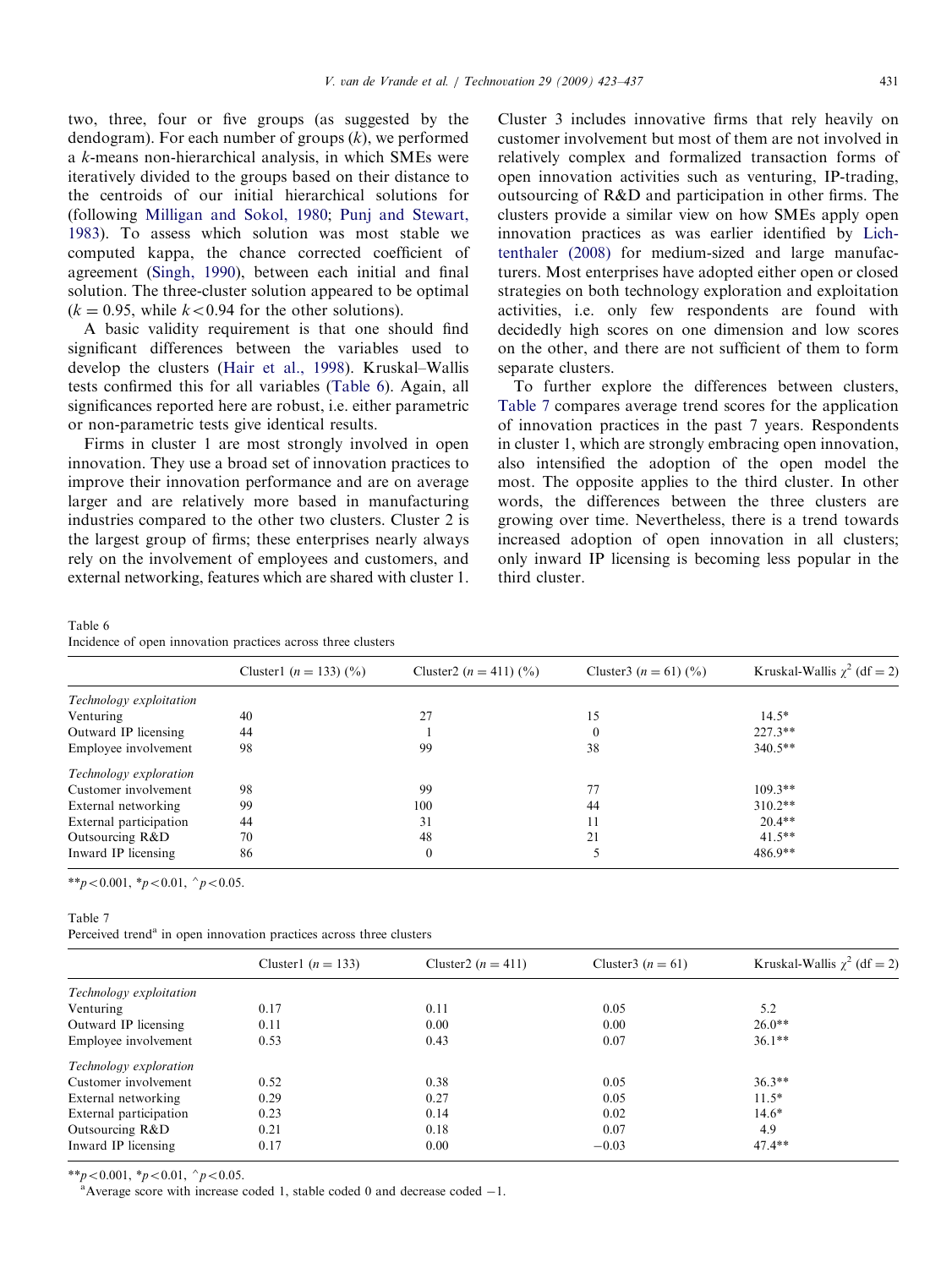two, three, four or five groups (as suggested by the dendogram). For each number of groups ($k$), we performed a $k$-means non-hierarchical analysis, in which SMEs were iteratively divided to the groups based on their distance to the centroids of our initial hierarchical solutions for (following Milligan and Sokol, 1980; Punj and Stewart, 1983). To assess which solution was most stable we computed kappa, the chance corrected coefficient of agreement (Singh, 1990), between each initial and final solution. The three-cluster solution appeared to be optimal ($k = 0.95$, while $k < 0.94$ for the other solutions).

A basic validity requirement is that one should find significant differences between the variables used to develop the clusters (Hair et al., 1998). Kruskal–Wallis tests confirmed this for all variables (Table 6). Again, all significances reported here are robust, i.e. either parametric or non-parametric tests give identical results.

Firms in cluster 1 are most strongly involved in open innovation. They use a broad set of innovation practices to improve their innovation performance and are on average larger and are relatively more based in manufacturing industries compared to the other two clusters. Cluster 2 is the largest group of firms; these enterprises nearly always rely on the involvement of employees and customers, and external networking, features which are shared with cluster 1. Cluster 3 includes innovative firms that rely heavily on customer involvement but most of them are not involved in relatively complex and formalized transaction forms of open innovation activities such as venturing, IP-trading, outsourcing of R&D and participation in other firms. The clusters provide a similar view on how SMEs apply open innovation practices as was earlier identified by Lichtenthaler (2008) for medium-sized and large manufacturers. Most enterprises have adopted either open or closed strategies on both technology exploration and exploitation activities, i.e. only few respondents are found with decidedly high scores on one dimension and low scores on the other, and there are not sufficient of them to form separate clusters.

To further explore the differences between clusters, Table 7 compares average trend scores for the application of innovation practices in the past 7 years. Respondents in cluster 1, which are strongly embracing open innovation, also intensified the adoption of the open model the most. The opposite applies to the third cluster. In other words, the differences between the three clusters are growing over time. Nevertheless, there is a trend towards increased adoption of open innovation in all clusters; only inward IP licensing is becoming less popular in the third cluster.

Table 6
Incidence of open innovation practices across three clusters

| | Cluster1 ($n = 133$) (%) | Cluster2 ($n = 411$) (%) | Cluster3 ($n = 61$) (%) | Kruskal-Wallis $\chi^2$ (df = 2) |
|---|---|---|---|---|
| *Technology exploitation* | | | | |
| Venturing | 40 | 27 | 15 | 14.5* |
| Outward IP licensing | 44 | 1 | 0 | 227.3** |
| Employee involvement | 98 | 99 | 38 | 340.5** |
| *Technology exploration* | | | | |
| Customer involvement | 98 | 99 | 77 | 109.3** |
| External networking | 99 | 100 | 44 | 310.2** |
| External participation | 44 | 31 | 11 | 20.4** |
| Outsourcing R&D | 70 | 48 | 21 | 41.5** |
| Inward IP licensing | 86 | 0 | 5 | 486.9** |

** $p < 0.001$, * $p < 0.01$, ^ $p < 0.05$.

Table 7
Perceived trend[a] in open innovation practices across three clusters

| | Cluster1 ($n = 133$) | Cluster2 ($n = 411$) | Cluster3 ($n = 61$) | Kruskal-Wallis $\chi^2$ (df = 2) |
|---|---|---|---|---|
| *Technology exploitation* | | | | |
| Venturing | 0.17 | 0.11 | 0.05 | 5.2 |
| Outward IP licensing | 0.11 | 0.00 | 0.00 | 26.0** |
| Employee involvement | 0.53 | 0.43 | 0.07 | 36.1** |
| *Technology exploration* | | | | |
| Customer involvement | 0.52 | 0.38 | 0.05 | 36.3** |
| External networking | 0.29 | 0.27 | 0.05 | 11.5* |
| External participation | 0.23 | 0.14 | 0.02 | 14.6* |
| Outsourcing R&D | 0.21 | 0.18 | 0.07 | 4.9 |
| Inward IP licensing | 0.17 | 0.00 | −0.03 | 47.4** |

** $p < 0.001$, * $p < 0.01$, ^ $p < 0.05$.
[a] Average score with increase coded 1, stable coded 0 and decrease coded −1.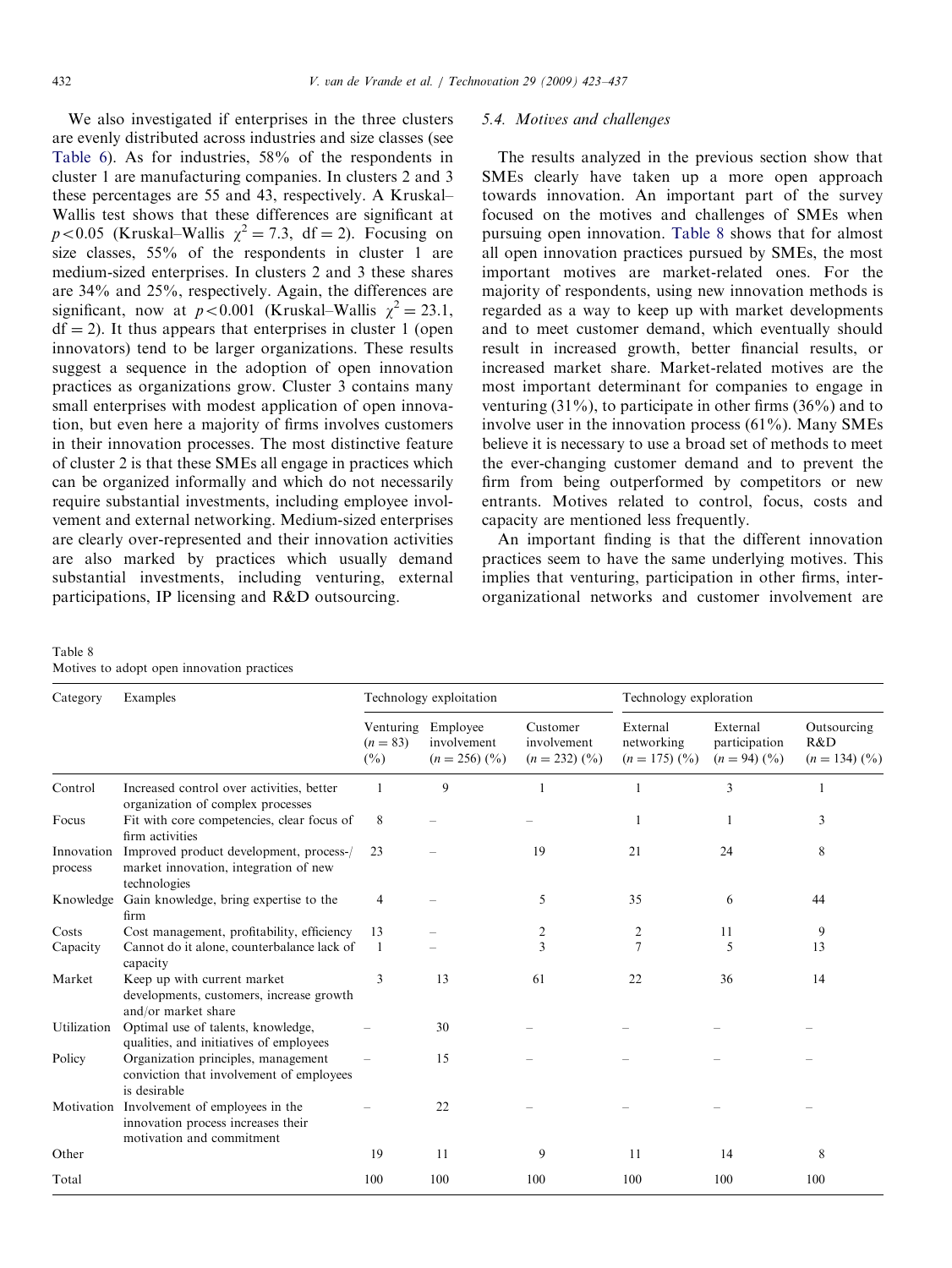We also investigated if enterprises in the three clusters are evenly distributed across industries and size classes (see Table 6). As for industries, 58% of the respondents in cluster 1 are manufacturing companies. In clusters 2 and 3 these percentages are 55 and 43, respectively. A Kruskal–Wallis test shows that these differences are significant at $p<0.05$ (Kruskal–Wallis $\chi^2 = 7.3$, df $= 2$). Focusing on size classes, 55% of the respondents in cluster 1 are medium-sized enterprises. In clusters 2 and 3 these shares are 34% and 25%, respectively. Again, the differences are significant, now at $p<0.001$ (Kruskal–Wallis $\chi^2 = 23.1$, df $= 2$). It thus appears that enterprises in cluster 1 (open innovators) tend to be larger organizations. These results suggest a sequence in the adoption of open innovation practices as organizations grow. Cluster 3 contains many small enterprises with modest application of open innovation, but even here a majority of firms involves customers in their innovation processes. The most distinctive feature of cluster 2 is that these SMEs all engage in practices which can be organized informally and which do not necessarily require substantial investments, including employee involvement and external networking. Medium-sized enterprises are clearly over-represented and their innovation activities are also marked by practices which usually demand substantial investments, including venturing, external participations, IP licensing and R&D outsourcing.

### 5.4. Motives and challenges

The results analyzed in the previous section show that SMEs clearly have taken up a more open approach towards innovation. An important part of the survey focused on the motives and challenges of SMEs when pursuing open innovation. Table 8 shows that for almost all open innovation practices pursued by SMEs, the most important motives are market-related ones. For the majority of respondents, using new innovation methods is regarded as a way to keep up with market developments and to meet customer demand, which eventually should result in increased growth, better financial results, or increased market share. Market-related motives are the most important determinant for companies to engage in venturing (31%), to participate in other firms (36%) and to involve user in the innovation process (61%). Many SMEs believe it is necessary to use a broad set of methods to meet the ever-changing customer demand and to prevent the firm from being outperformed by competitors or new entrants. Motives related to control, focus, costs and capacity are mentioned less frequently.

An important finding is that the different innovation practices seem to have the same underlying motives. This implies that venturing, participation in other firms, inter-organizational networks and customer involvement are

Table 8
Motives to adopt open innovation practices

| Category | Examples | Technology exploitation | | | Technology exploration | | |
|---|---|---|---|---|---|---|---|
| | | Venturing ($n = 83$) (%) | Employee involvement ($n = 256$) (%) | Customer involvement ($n = 232$) (%) | External networking ($n = 175$) (%) | External participation ($n = 94$) (%) | Outsourcing R&D ($n = 134$) (%) |
| Control | Increased control over activities, better organization of complex processes | 1 | 9 | 1 | 1 | 3 | 1 |
| Focus | Fit with core competencies, clear focus of firm activities | 8 | – | – | 1 | 1 | 3 |
| Innovation process | Improved product development, process-/market innovation, integration of new technologies | 23 | – | 19 | 21 | 24 | 8 |
| Knowledge | Gain knowledge, bring expertise to the firm | 4 | – | 5 | 35 | 6 | 44 |
| Costs | Cost management, profitability, efficiency | 13 | – | 2 | 2 | 11 | 9 |
| Capacity | Cannot do it alone, counterbalance lack of capacity | 1 | – | 3 | 7 | 5 | 13 |
| Market | Keep up with current market developments, customers, increase growth and/or market share | 3 | 13 | 61 | 22 | 36 | 14 |
| Utilization | Optimal use of talents, knowledge, qualities, and initiatives of employees | – | 30 | – | – | – | – |
| Policy | Organization principles, management conviction that involvement of employees is desirable | – | 15 | – | – | – | – |
| Motivation | Involvement of employees in the innovation process increases their motivation and commitment | – | 22 | – | – | – | – |
| Other | | 19 | 11 | 9 | 11 | 14 | 8 |
| Total | | 100 | 100 | 100 | 100 | 100 | 100 |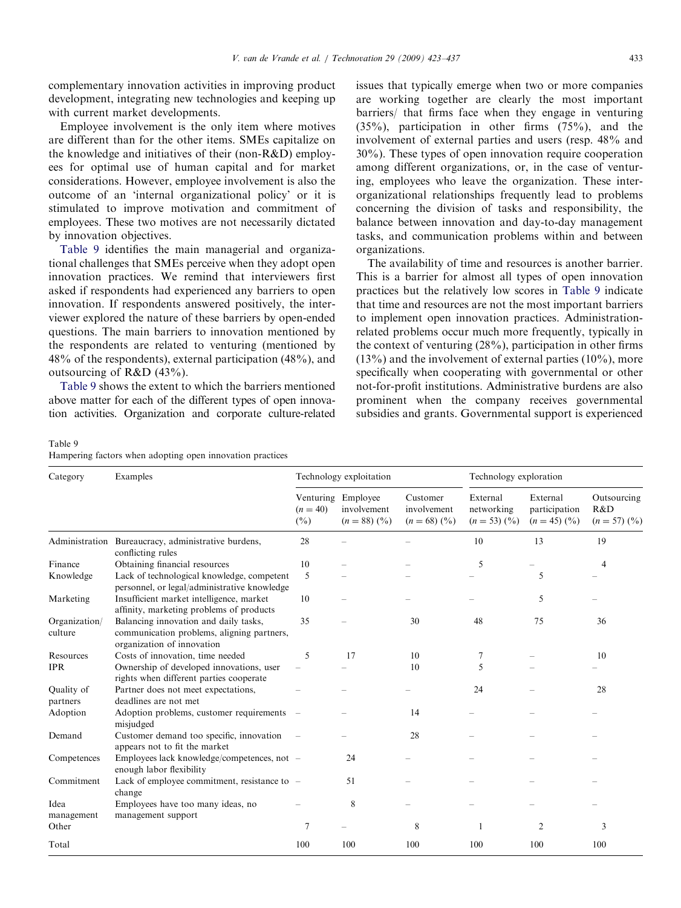complementary innovation activities in improving product development, integrating new technologies and keeping up with current market developments.

Employee involvement is the only item where motives are different than for the other items. SMEs capitalize on the knowledge and initiatives of their (non-R&D) employees for optimal use of human capital and for market considerations. However, employee involvement is also the outcome of an 'internal organizational policy' or it is stimulated to improve motivation and commitment of employees. These two motives are not necessarily dictated by innovation objectives.

Table 9 identifies the main managerial and organizational challenges that SMEs perceive when they adopt open innovation practices. We remind that interviewers first asked if respondents had experienced any barriers to open innovation. If respondents answered positively, the interviewer explored the nature of these barriers by open-ended questions. The main barriers to innovation mentioned by the respondents are related to venturing (mentioned by 48% of the respondents), external participation (48%), and outsourcing of R&D (43%).

Table 9 shows the extent to which the barriers mentioned above matter for each of the different types of open innovation activities. Organization and corporate culture-related issues that typically emerge when two or more companies are working together are clearly the most important barriers/ that firms face when they engage in venturing (35%), participation in other firms (75%), and the involvement of external parties and users (resp. 48% and 30%). These types of open innovation require cooperation among different organizations, or, in the case of venturing, employees who leave the organization. These inter-organizational relationships frequently lead to problems concerning the division of tasks and responsibility, the balance between innovation and day-to-day management tasks, and communication problems within and between organizations.

The availability of time and resources is another barrier. This is a barrier for almost all types of open innovation practices but the relatively low scores in Table 9 indicate that time and resources are not the most important barriers to implement open innovation practices. Administration-related problems occur much more frequently, typically in the context of venturing (28%), participation in other firms (13%) and the involvement of external parties (10%), more specifically when cooperating with governmental or other not-for-profit institutions. Administrative burdens are also prominent when the company receives governmental subsidies and grants. Governmental support is experienced

Table 9
Hampering factors when adopting open innovation practices

| Category | Examples | Technology exploitation | | | Technology exploration | | |
|---|---|---|---|---|---|---|---|
| | | Venturing ($n = 40$) (%) | Employee involvement ($n = 88$) (%) | Customer involvement ($n = 68$) (%) | External networking ($n = 53$) (%) | External participation ($n = 45$) (%) | Outsourcing R&D ($n = 57$) (%) |
| Administration | Bureaucracy, administrative burdens, conflicting rules | 28 | – | – | 10 | 13 | 19 |
| Finance | Obtaining financial resources | 10 | – | – | 5 | – | 4 |
| Knowledge | Lack of technological knowledge, competent personnel, or legal/administrative knowledge | 5 | – | – | – | 5 | – |
| Marketing | Insufficient market intelligence, market affinity, marketing problems of products | 10 | – | – | – | 5 | – |
| Organization/culture | Balancing innovation and daily tasks, communication problems, aligning partners, organization of innovation | 35 | – | 30 | 48 | 75 | 36 |
| Resources | Costs of innovation, time needed | 5 | 17 | 10 | 7 | – | 10 |
| IPR | Ownership of developed innovations, user rights when different parties cooperate | – | – | 10 | 5 | – | – |
| Quality of partners | Partner does not meet expectations, deadlines are not met | – | – | – | 24 | – | 28 |
| Adoption | Adoption problems, customer requirements misjudged | – | – | 14 | – | – | – |
| Demand | Customer demand too specific, innovation appears not to fit the market | – | – | 28 | – | – | – |
| Competences | Employees lack knowledge/competences, not enough labor flexibility | – | 24 | – | – | – | – |
| Commitment | Lack of employee commitment, resistance to change | – | 51 | – | – | – | – |
| Idea management | Employees have too many ideas, no management support | – | 8 | – | – | – | – |
| Other | | 7 | – | 8 | 1 | 2 | 3 |
| Total | | 100 | 100 | 100 | 100 | 100 | 100 |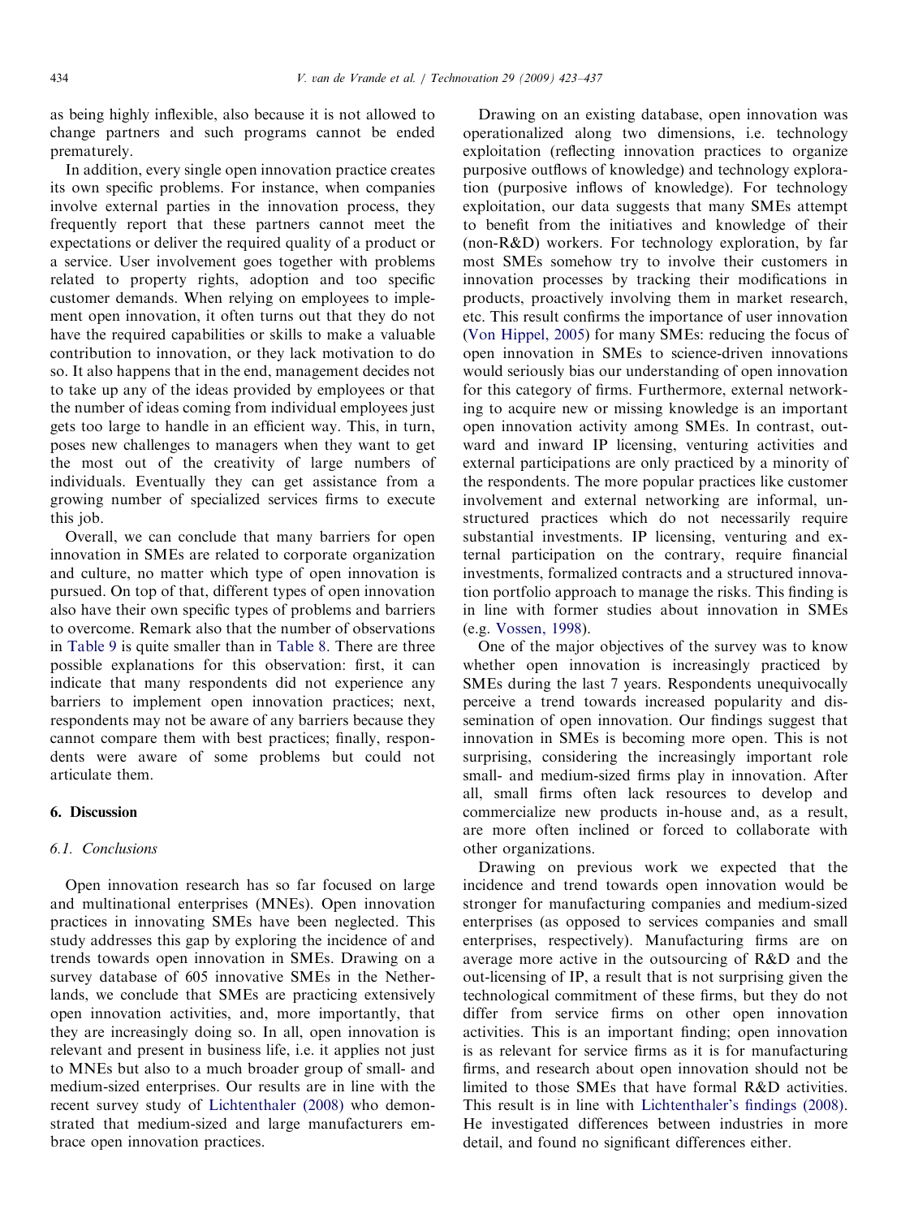as being highly inflexible, also because it is not allowed to change partners and such programs cannot be ended prematurely.

In addition, every single open innovation practice creates its own specific problems. For instance, when companies involve external parties in the innovation process, they frequently report that these partners cannot meet the expectations or deliver the required quality of a product or a service. User involvement goes together with problems related to property rights, adoption and too specific customer demands. When relying on employees to implement open innovation, it often turns out that they do not have the required capabilities or skills to make a valuable contribution to innovation, or they lack motivation to do so. It also happens that in the end, management decides not to take up any of the ideas provided by employees or that the number of ideas coming from individual employees just gets too large to handle in an efficient way. This, in turn, poses new challenges to managers when they want to get the most out of the creativity of large numbers of individuals. Eventually they can get assistance from a growing number of specialized services firms to execute this job.

Overall, we can conclude that many barriers for open innovation in SMEs are related to corporate organization and culture, no matter which type of open innovation is pursued. On top of that, different types of open innovation also have their own specific types of problems and barriers to overcome. Remark also that the number of observations in Table 9 is quite smaller than in Table 8. There are three possible explanations for this observation: first, it can indicate that many respondents did not experience any barriers to implement open innovation practices; next, respondents may not be aware of any barriers because they cannot compare them with best practices; finally, respondents were aware of some problems but could not articulate them.

## 6. Discussion

### 6.1. Conclusions

Open innovation research has so far focused on large and multinational enterprises (MNEs). Open innovation practices in innovating SMEs have been neglected. This study addresses this gap by exploring the incidence of and trends towards open innovation in SMEs. Drawing on a survey database of 605 innovative SMEs in the Netherlands, we conclude that SMEs are practicing extensively open innovation activities, and, more importantly, that they are increasingly doing so. In all, open innovation is relevant and present in business life, i.e. it applies not just to MNEs but also to a much broader group of small- and medium-sized enterprises. Our results are in line with the recent survey study of Lichtenthaler (2008) who demonstrated that medium-sized and large manufacturers embrace open innovation practices.

Drawing on an existing database, open innovation was operationalized along two dimensions, i.e. technology exploitation (reflecting innovation practices to organize purposive outflows of knowledge) and technology exploration (purposive inflows of knowledge). For technology exploitation, our data suggests that many SMEs attempt to benefit from the initiatives and knowledge of their (non-R&D) workers. For technology exploration, by far most SMEs somehow try to involve their customers in innovation processes by tracking their modifications in products, proactively involving them in market research, etc. This result confirms the importance of user innovation (Von Hippel, 2005) for many SMEs: reducing the focus of open innovation in SMEs to science-driven innovations would seriously bias our understanding of open innovation for this category of firms. Furthermore, external networking to acquire new or missing knowledge is an important open innovation activity among SMEs. In contrast, outward and inward IP licensing, venturing activities and external participations are only practiced by a minority of the respondents. The more popular practices like customer involvement and external networking are informal, unstructured practices which do not necessarily require substantial investments. IP licensing, venturing and external participation on the contrary, require financial investments, formalized contracts and a structured innovation portfolio approach to manage the risks. This finding is in line with former studies about innovation in SMEs (e.g. Vossen, 1998).

One of the major objectives of the survey was to know whether open innovation is increasingly practiced by SMEs during the last 7 years. Respondents unequivocally perceive a trend towards increased popularity and dissemination of open innovation. Our findings suggest that innovation in SMEs is becoming more open. This is not surprising, considering the increasingly important role small- and medium-sized firms play in innovation. After all, small firms often lack resources to develop and commercialize new products in-house and, as a result, are more often inclined or forced to collaborate with other organizations.

Drawing on previous work we expected that the incidence and trend towards open innovation would be stronger for manufacturing companies and medium-sized enterprises (as opposed to services companies and small enterprises, respectively). Manufacturing firms are on average more active in the outsourcing of R&D and the out-licensing of IP, a result that is not surprising given the technological commitment of these firms, but they do not differ from service firms on other open innovation activities. This is an important finding; open innovation is as relevant for service firms as it is for manufacturing firms, and research about open innovation should not be limited to those SMEs that have formal R&D activities. This result is in line with Lichtenthaler's findings (2008). He investigated differences between industries in more detail, and found no significant differences either.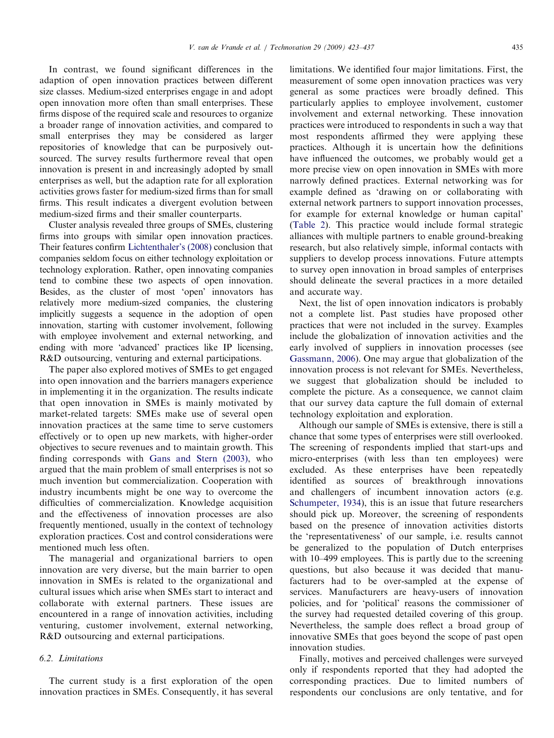In contrast, we found significant differences in the adaption of open innovation practices between different size classes. Medium-sized enterprises engage in and adopt open innovation more often than small enterprises. These firms dispose of the required scale and resources to organize a broader range of innovation activities, and compared to small enterprises they may be considered as larger repositories of knowledge that can be purposively outsourced. The survey results furthermore reveal that open innovation is present in and increasingly adopted by small enterprises as well, but the adaption rate for all exploration activities grows faster for medium-sized firms than for small firms. This result indicates a divergent evolution between medium-sized firms and their smaller counterparts.

Cluster analysis revealed three groups of SMEs, clustering firms into groups with similar open innovation practices. Their features confirm Lichtenthaler's (2008) conclusion that companies seldom focus on either technology exploitation or technology exploration. Rather, open innovating companies tend to combine these two aspects of open innovation. Besides, as the cluster of most 'open' innovators has relatively more medium-sized companies, the clustering implicitly suggests a sequence in the adoption of open innovation, starting with customer involvement, following with employee involvement and external networking, and ending with more 'advanced' practices like IP licensing, R&D outsourcing, venturing and external participations.

The paper also explored motives of SMEs to get engaged into open innovation and the barriers managers experience in implementing it in the organization. The results indicate that open innovation in SMEs is mainly motivated by market-related targets: SMEs make use of several open innovation practices at the same time to serve customers effectively or to open up new markets, with higher-order objectives to secure revenues and to maintain growth. This finding corresponds with Gans and Stern (2003), who argued that the main problem of small enterprises is not so much invention but commercialization. Cooperation with industry incumbents might be one way to overcome the difficulties of commercialization. Knowledge acquisition and the effectiveness of innovation processes are also frequently mentioned, usually in the context of technology exploration practices. Cost and control considerations were mentioned much less often.

The managerial and organizational barriers to open innovation are very diverse, but the main barrier to open innovation in SMEs is related to the organizational and cultural issues which arise when SMEs start to interact and collaborate with external partners. These issues are encountered in a range of innovation activities, including venturing, customer involvement, external networking, R&D outsourcing and external participations.

### 6.2. Limitations

The current study is a first exploration of the open innovation practices in SMEs. Consequently, it has several limitations. We identified four major limitations. First, the measurement of some open innovation practices was very general as some practices were broadly defined. This particularly applies to employee involvement, customer involvement and external networking. These innovation practices were introduced to respondents in such a way that most respondents affirmed they were applying these practices. Although it is uncertain how the definitions have influenced the outcomes, we probably would get a more precise view on open innovation in SMEs with more narrowly defined practices. External networking was for example defined as 'drawing on or collaborating with external network partners to support innovation processes, for example for external knowledge or human capital' (Table 2). This practice would include formal strategic alliances with multiple partners to enable ground-breaking research, but also relatively simple, informal contacts with suppliers to develop process innovations. Future attempts to survey open innovation in broad samples of enterprises should delineate the several practices in a more detailed and accurate way.

Next, the list of open innovation indicators is probably not a complete list. Past studies have proposed other practices that were not included in the survey. Examples include the globalization of innovation activities and the early involved of suppliers in innovation processes (see Gassmann, 2006). One may argue that globalization of the innovation process is not relevant for SMEs. Nevertheless, we suggest that globalization should be included to complete the picture. As a consequence, we cannot claim that our survey data capture the full domain of external technology exploitation and exploration.

Although our sample of SMEs is extensive, there is still a chance that some types of enterprises were still overlooked. The screening of respondents implied that start-ups and micro-enterprises (with less than ten employees) were excluded. As these enterprises have been repeatedly identified as sources of breakthrough innovations and challengers of incumbent innovation actors (e.g. Schumpeter, 1934), this is an issue that future researchers should pick up. Moreover, the screening of respondents based on the presence of innovation activities distorts the 'representativeness' of our sample, i.e. results cannot be generalized to the population of Dutch enterprises with 10–499 employees. This is partly due to the screening questions, but also because it was decided that manufacturers had to be over-sampled at the expense of services. Manufacturers are heavy-users of innovation policies, and for 'political' reasons the commissioner of the survey had requested detailed covering of this group. Nevertheless, the sample does reflect a broad group of innovative SMEs that goes beyond the scope of past open innovation studies.

Finally, motives and perceived challenges were surveyed only if respondents reported that they had adopted the corresponding practices. Due to limited numbers of respondents our conclusions are only tentative, and for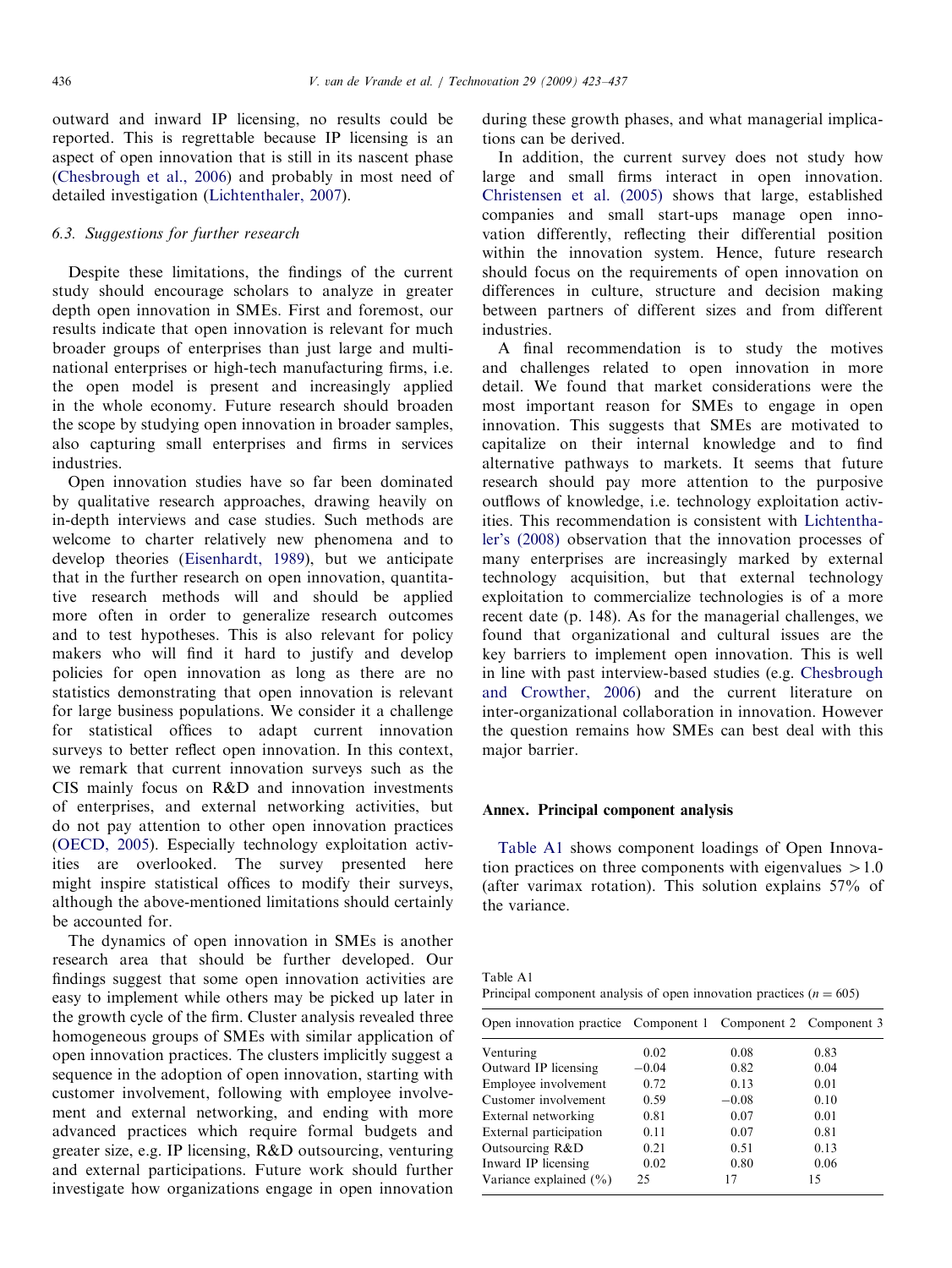outward and inward IP licensing, no results could be reported. This is regrettable because IP licensing is an aspect of open innovation that is still in its nascent phase (Chesbrough et al., 2006) and probably in most need of detailed investigation (Lichtenthaler, 2007).

### 6.3. Suggestions for further research

Despite these limitations, the findings of the current study should encourage scholars to analyze in greater depth open innovation in SMEs. First and foremost, our results indicate that open innovation is relevant for much broader groups of enterprises than just large and multinational enterprises or high-tech manufacturing firms, i.e. the open model is present and increasingly applied in the whole economy. Future research should broaden the scope by studying open innovation in broader samples, also capturing small enterprises and firms in services industries.

Open innovation studies have so far been dominated by qualitative research approaches, drawing heavily on in-depth interviews and case studies. Such methods are welcome to charter relatively new phenomena and to develop theories (Eisenhardt, 1989), but we anticipate that in the further research on open innovation, quantitative research methods will and should be applied more often in order to generalize research outcomes and to test hypotheses. This is also relevant for policy makers who will find it hard to justify and develop policies for open innovation as long as there are no statistics demonstrating that open innovation is relevant for large business populations. We consider it a challenge for statistical offices to adapt current innovation surveys to better reflect open innovation. In this context, we remark that current innovation surveys such as the CIS mainly focus on R&D and innovation investments of enterprises, and external networking activities, but do not pay attention to other open innovation practices (OECD, 2005). Especially technology exploitation activities are overlooked. The survey presented here might inspire statistical offices to modify their surveys, although the above-mentioned limitations should certainly be accounted for.

The dynamics of open innovation in SMEs is another research area that should be further developed. Our findings suggest that some open innovation activities are easy to implement while others may be picked up later in the growth cycle of the firm. Cluster analysis revealed three homogeneous groups of SMEs with similar application of open innovation practices. The clusters implicitly suggest a sequence in the adoption of open innovation, starting with customer involvement, following with employee involvement and external networking, and ending with more advanced practices which require formal budgets and greater size, e.g. IP licensing, R&D outsourcing, venturing and external participations. Future work should further investigate how organizations engage in open innovation during these growth phases, and what managerial implications can be derived.

In addition, the current survey does not study how large and small firms interact in open innovation. Christensen et al. (2005) shows that large, established companies and small start-ups manage open innovation differently, reflecting their differential position within the innovation system. Hence, future research should focus on the requirements of open innovation on differences in culture, structure and decision making between partners of different sizes and from different industries.

A final recommendation is to study the motives and challenges related to open innovation in more detail. We found that market considerations were the most important reason for SMEs to engage in open innovation. This suggests that SMEs are motivated to capitalize on their internal knowledge and to find alternative pathways to markets. It seems that future research should pay more attention to the purposive outflows of knowledge, i.e. technology exploitation activities. This recommendation is consistent with Lichtenthaler's (2008) observation that the innovation processes of many enterprises are increasingly marked by external technology acquisition, but that external technology exploitation to commercialize technologies is of a more recent date (p. 148). As for the managerial challenges, we found that organizational and cultural issues are the key barriers to implement open innovation. This is well in line with past interview-based studies (e.g. Chesbrough and Crowther, 2006) and the current literature on inter-organizational collaboration in innovation. However the question remains how SMEs can best deal with this major barrier.

## Annex. Principal component analysis

Table A1 shows component loadings of Open Innovation practices on three components with eigenvalues $>1.0$ (after varimax rotation). This solution explains 57% of the variance.

Table A1
Principal component analysis of open innovation practices ($n = 605$)

| Open innovation practice | Component 1 | Component 2 | Component 3 |
|---|---|---|---|
| Venturing | 0.02 | 0.08 | 0.83 |
| Outward IP licensing | −0.04 | 0.82 | 0.04 |
| Employee involvement | 0.72 | 0.13 | 0.01 |
| Customer involvement | 0.59 | −0.08 | 0.10 |
| External networking | 0.81 | 0.07 | 0.01 |
| External participation | 0.11 | 0.07 | 0.81 |
| Outsourcing R&D | 0.21 | 0.51 | 0.13 |
| Inward IP licensing | 0.02 | 0.80 | 0.06 |
| Variance explained (%) | 25 | 17 | 15 |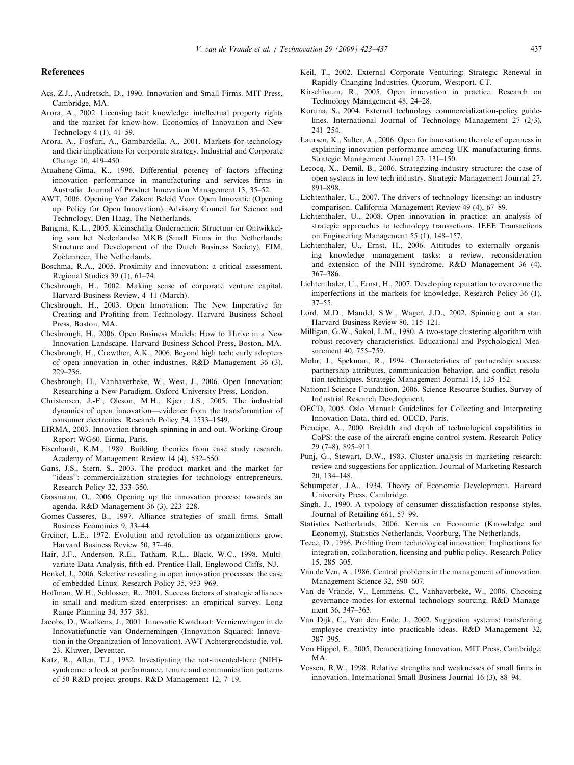## References

Acs, Z.J., Audretsch, D., 1990. Innovation and Small Firms. MIT Press, Cambridge, MA.

Arora, A., 2002. Licensing tacit knowledge: intellectual property rights and the market for know-how. Economics of Innovation and New Technology 4 (1), 41–59.

Arora, A., Fosfuri, A., Gambardella, A., 2001. Markets for technology and their implications for corporate strategy. Industrial and Corporate Change 10, 419–450.

Atuahene-Gima, K., 1996. Differential potency of factors affecting innovation performance in manufacturing and services firms in Australia. Journal of Product Innovation Management 13, 35–52.

AWT, 2006. Opening Van Zaken: Beleid Voor Open Innovatie (Opening up: Policy for Open Innovation). Advisory Council for Science and Technology, Den Haag, The Netherlands.

Bangma, K.L., 2005. Kleinschalig Ondernemen: Structuur en Ontwikkeling van het Nederlandse MKB (Small Firms in the Netherlands: Structure and Development of the Dutch Business Society). EIM, Zoetermeer, The Netherlands.

Boschma, R.A., 2005. Proximity and innovation: a critical assessment. Regional Studies 39 (1), 61–74.

Chesbrough, H., 2002. Making sense of corporate venture capital. Harvard Business Review, 4–11 (March).

Chesbrough, H., 2003. Open Innovation: The New Imperative for Creating and Profiting from Technology. Harvard Business School Press, Boston, MA.

Chesbrough, H., 2006. Open Business Models: How to Thrive in a New Innovation Landscape. Harvard Business School Press, Boston, MA.

Chesbrough, H., Crowther, A.K., 2006. Beyond high tech: early adopters of open innovation in other industries. R&D Management 36 (3), 229–236.

Chesbrough, H., Vanhaverbeke, W., West, J., 2006. Open Innovation: Researching a New Paradigm. Oxford University Press, London.

Christensen, J.-F., Oleson, M.H., Kjær, J.S., 2005. The industrial dynamics of open innovation—evidence from the transformation of consumer electronics. Research Policy 34, 1533–1549.

EIRMA, 2003. Innovation through spinning in and out. Working Group Report WG60. Eirma, Paris.

Eisenhardt, K.M., 1989. Building theories from case study research. Academy of Management Review 14 (4), 532–550.

Gans, J.S., Stern, S., 2003. The product market and the market for "ideas": commercialization strategies for technology entrepreneurs. Research Policy 32, 333–350.

Gassmann, O., 2006. Opening up the innovation process: towards an agenda. R&D Management 36 (3), 223–228.

Gomes-Casseres, B., 1997. Alliance strategies of small firms. Small Business Economics 9, 33–44.

Greiner, L.E., 1972. Evolution and revolution as organizations grow. Harvard Business Review 50, 37–46.

Hair, J.F., Anderson, R.E., Tatham, R.L., Black, W.C., 1998. Multivariate Data Analysis, fifth ed. Prentice-Hall, Englewood Cliffs, NJ.

Henkel, J., 2006. Selective revealing in open innovation processes: the case of embedded Linux. Research Policy 35, 953–969.

Hoffman, W.H., Schlosser, R., 2001. Success factors of strategic alliances in small and medium-sized enterprises: an empirical survey. Long Range Planning 34, 357–381.

Jacobs, D., Waalkens, J., 2001. Innovatie Kwadraat: Vernieuwingen in de Innovatiefunctie van Ondernemingen (Innovation Squared: Innovation in the Organization of Innovation). AWT Achtergrondstudie, vol. 23. Kluwer, Deventer.

Katz, R., Allen, T.J., 1982. Investigating the not-invented-here (NIH)-syndrome: a look at performance, tenure and communication patterns of 50 R&D project groups. R&D Management 12, 7–19.

Keil, T., 2002. External Corporate Venturing: Strategic Renewal in Rapidly Changing Industries. Quorum, Westport, CT.

Kirschbaum, R., 2005. Open innovation in practice. Research on Technology Management 48, 24–28.

Koruna, S., 2004. External technology commercialization-policy guidelines. International Journal of Technology Management 27 (2/3), 241–254.

Laursen, K., Salter, A., 2006. Open for innovation: the role of openness in explaining innovation performance among UK manufacturing firms. Strategic Management Journal 27, 131–150.

Lecocq, X., Demil, B., 2006. Strategizing industry structure: the case of open systems in low-tech industry. Strategic Management Journal 27, 891–898.

Lichtenthaler, U., 2007. The drivers of technology licensing: an industry comparison. California Management Review 49 (4), 67–89.

Lichtenthaler, U., 2008. Open innovation in practice: an analysis of strategic approaches to technology transactions. IEEE Transactions on Engineering Management 55 (1), 148–157.

Lichtenthaler, U., Ernst, H., 2006. Attitudes to externally organising knowledge management tasks: a review, reconsideration and extension of the NIH syndrome. R&D Management 36 (4), 367–386.

Lichtenthaler, U., Ernst, H., 2007. Developing reputation to overcome the imperfections in the markets for knowledge. Research Policy 36 (1), 37–55.

Lord, M.D., Mandel, S.W., Wager, J.D., 2002. Spinning out a star. Harvard Business Review 80, 115–121.

Milligan, G.W., Sokol, L.M., 1980. A two-stage clustering algorithm with robust recovery characteristics. Educational and Psychological Measurement 40, 755–759.

Mohr, J., Spekman, R., 1994. Characteristics of partnership success: partnership attributes, communication behavior, and conflict resolution techniques. Strategic Management Journal 15, 135–152.

National Science Foundation, 2006. Science Resource Studies, Survey of Industrial Research Development.

OECD, 2005. Oslo Manual: Guidelines for Collecting and Interpreting Innovation Data, third ed. OECD, Paris.

Prencipe, A., 2000. Breadth and depth of technological capabilities in CoPS: the case of the aircraft engine control system. Research Policy 29 (7–8), 895–911.

Punj, G., Stewart, D.W., 1983. Cluster analysis in marketing research: review and suggestions for application. Journal of Marketing Research 20, 134–148.

Schumpeter, J.A., 1934. Theory of Economic Development. Harvard University Press, Cambridge.

Singh, J., 1990. A typology of consumer dissatisfaction response styles. Journal of Retailing 661, 57–99.

Statistics Netherlands, 2006. Kennis en Economie (Knowledge and Economy). Statistics Netherlands, Voorburg, The Netherlands.

Teece, D., 1986. Profiting from technological innovation: Implications for integration, collaboration, licensing and public policy. Research Policy 15, 285–305.

Van de Ven, A., 1986. Central problems in the management of innovation. Management Science 32, 590–607.

Van de Vrande, V., Lemmens, C., Vanhaverbeke, W., 2006. Choosing governance modes for external technology sourcing. R&D Management 36, 347–363.

Van Dijk, C., Van den Ende, J., 2002. Suggestion systems: transferring employee creativity into practicable ideas. R&D Management 32, 387–395.

Von Hippel, E., 2005. Democratizing Innovation. MIT Press, Cambridge, MA.

Vossen, R.W., 1998. Relative strengths and weaknesses of small firms in innovation. International Small Business Journal 16 (3), 88–94.